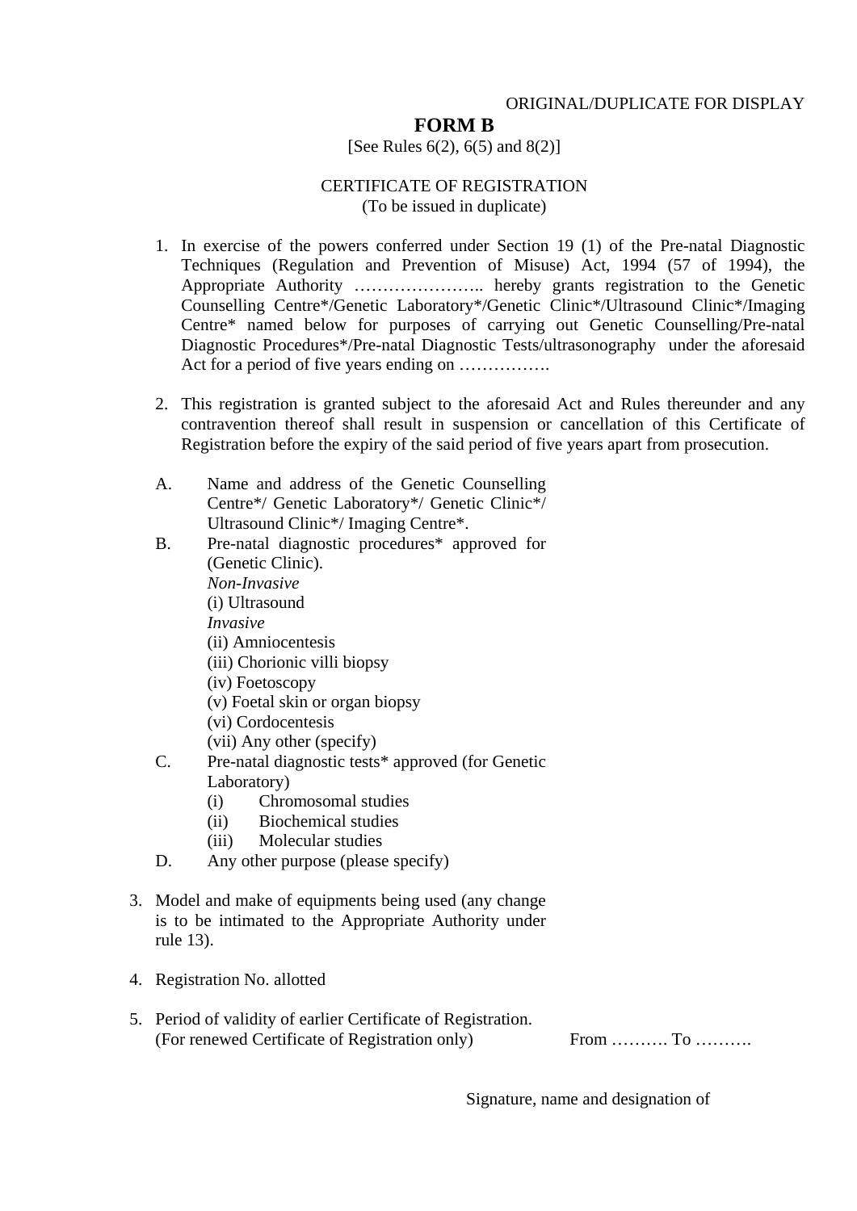ORIGINAL/DUPLICATE FOR DISPLAY

# FORM B

[See Rules 6(2), 6(5) and 8(2)]

CERTIFICATE OF REGISTRATION
(To be issued in duplicate)

1. In exercise of the powers conferred under Section 19 (1) of the Pre-natal Diagnostic Techniques (Regulation and Prevention of Misuse) Act, 1994 (57 of 1994), the Appropriate Authority ………………….. hereby grants registration to the Genetic Counselling Centre*/Genetic Laboratory*/Genetic Clinic*/Ultrasound Clinic*/Imaging Centre* named below for purposes of carrying out Genetic Counselling/Pre-natal Diagnostic Procedures*/Pre-natal Diagnostic Tests/ultrasonography under the aforesaid Act for a period of five years ending on …………….

2. This registration is granted subject to the aforesaid Act and Rules thereunder and any contravention thereof shall result in suspension or cancellation of this Certificate of Registration before the expiry of the said period of five years apart from prosecution.

   A. Name and address of the Genetic Counselling Centre*/ Genetic Laboratory*/ Genetic Clinic*/ Ultrasound Clinic*/ Imaging Centre*.
   B. Pre-natal diagnostic procedures* approved for (Genetic Clinic).
      *Non-Invasive*
      (i) Ultrasound
      *Invasive*
      (ii) Amniocentesis
      (iii) Chorionic villi biopsy
      (iv) Foetoscopy
      (v) Foetal skin or organ biopsy
      (vi) Cordocentesis
      (vii) Any other (specify)
   C. Pre-natal diagnostic tests* approved (for Genetic Laboratory)
      (i) Chromosomal studies
      (ii) Biochemical studies
      (iii) Molecular studies
   D. Any other purpose (please specify)

3. Model and make of equipments being used (any change is to be intimated to the Appropriate Authority under rule 13).

4. Registration No. allotted

5. Period of validity of earlier Certificate of Registration. (For renewed Certificate of Registration only) From ………. To ……….

Signature, name and designation of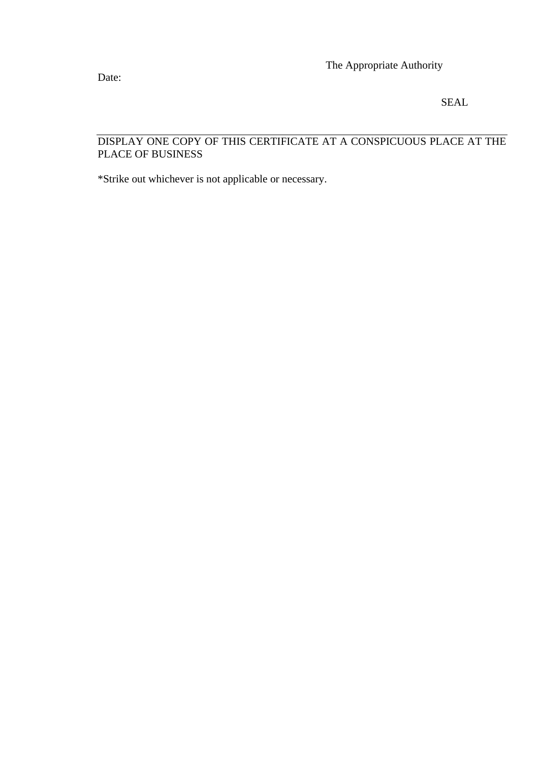The Appropriate Authority

Date:

SEAL

---

DISPLAY ONE COPY OF THIS CERTIFICATE AT A CONSPICUOUS PLACE AT THE PLACE OF BUSINESS

*Strike out whichever is not applicable or necessary.